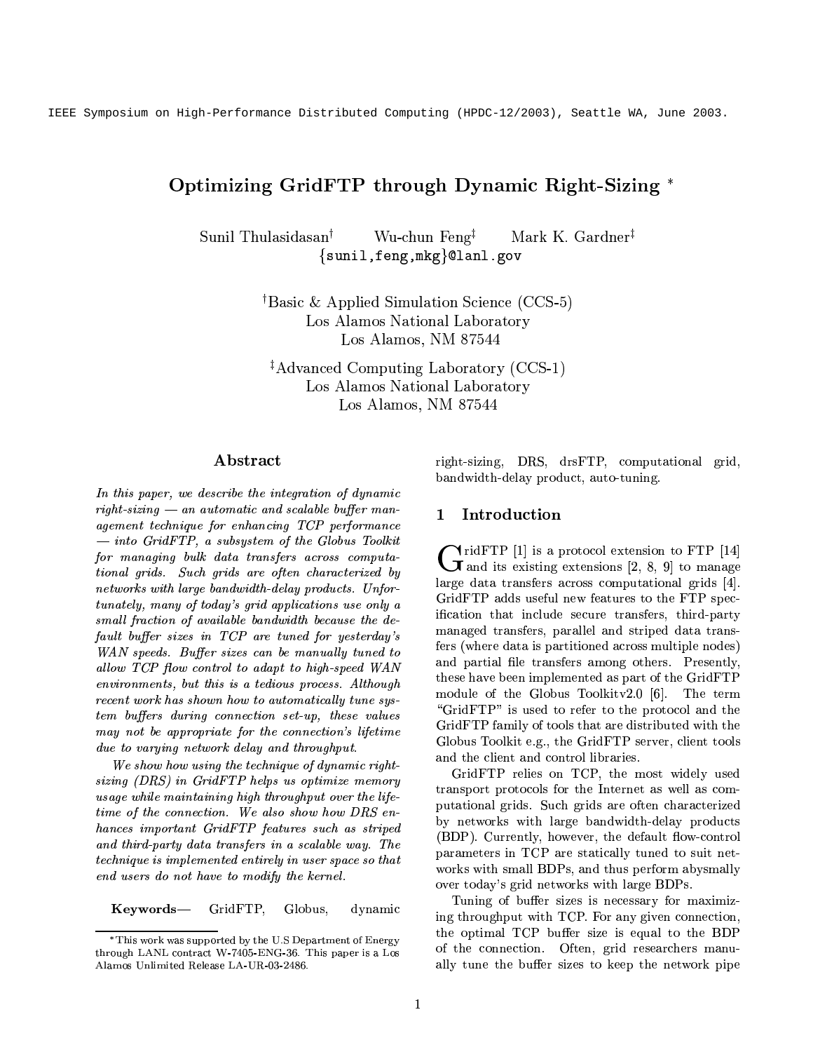IEEE Symposium on High-Performance Distributed Computing (HPDC-12/2003), Seattle WA, June 2003.

# Optimizing GridFTP through Dynamic Right-Sizing *

Sunil Thulasidasan† Wu-chun Feng‡ Mark K. Gardner‡
{sunil,feng,mkg}@lanl.gov

†Basic & Applied Simulation Science (CCS-5)
Los Alamos National Laboratory
Los Alamos, NM 87544

‡Advanced Computing Laboratory (CCS-1)
Los Alamos National Laboratory
Los Alamos, NM 87544

## Abstract

*In this paper, we describe the integration of dynamic right-sizing — an automatic and scalable buffer management technique for enhancing TCP performance — into GridFTP, a subsystem of the Globus Toolkit for managing bulk data transfers across computational grids. Such grids are often characterized by networks with large bandwidth-delay products. Unfortunately, many of today's grid applications use only a small fraction of available bandwidth because the default buffer sizes in TCP are tuned for yesterday's WAN speeds. Buffer sizes can be manually tuned to allow TCP flow control to adapt to high-speed WAN environments, but this is a tedious process. Although recent work has shown how to automatically tune system buffers during connection set-up, these values may not be appropriate for the connection's lifetime due to varying network delay and throughput.*

*We show how using the technique of dynamic right-sizing (DRS) in GridFTP helps us optimize memory usage while maintaining high throughput over the lifetime of the connection. We also show how DRS enhances important GridFTP features such as striped and third-party data transfers in a scalable way. The technique is implemented entirely in user space so that end users do not have to modify the kernel.*

**Keywords**— GridFTP, Globus, dynamic right-sizing, DRS, drsFTP, computational grid, bandwidth-delay product, auto-tuning.

## 1 Introduction

GridFTP [1] is a protocol extension to FTP [14] and its existing extensions [2, 8, 9] to manage large data transfers across computational grids [4]. GridFTP adds useful new features to the FTP specification that include secure transfers, third-party managed transfers, parallel and striped data transfers (where data is partitioned across multiple nodes) and partial file transfers among others. Presently, these have been implemented as part of the GridFTP module of the Globus Toolkitv2.0 [6]. The term "GridFTP" is used to refer to the protocol and the GridFTP family of tools that are distributed with the Globus Toolkit e.g., the GridFTP server, client tools and the client and control libraries.

GridFTP relies on TCP, the most widely used transport protocols for the Internet as well as computational grids. Such grids are often characterized by networks with large bandwidth-delay products (BDP). Currently, however, the default flow-control parameters in TCP are statically tuned to suit networks with small BDPs, and thus perform abysmally over today's grid networks with large BDPs.

Tuning of buffer sizes is necessary for maximizing throughput with TCP. For any given connection, the optimal TCP buffer size is equal to the BDP of the connection. Often, grid researchers manually tune the buffer sizes to keep the network pipe

*This work was supported by the U.S Department of Energy through LANL contract W-7405-ENG-36. This paper is a Los Alamos Unlimited Release LA-UR-03-2486.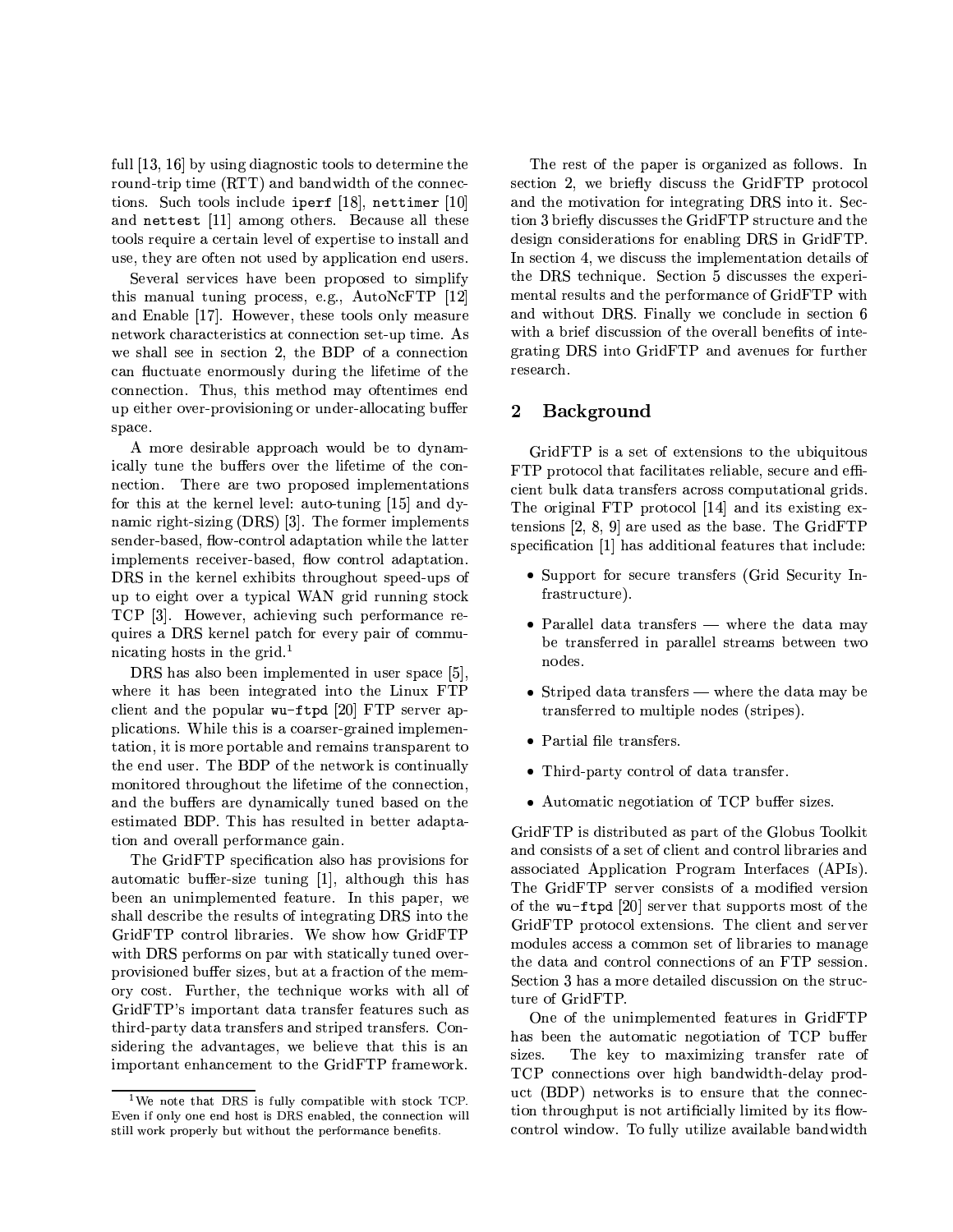full [13, 16] by using diagnostic tools to determine the round-trip time (RTT) and bandwidth of the connections. Such tools include `iperf` [18], `nettimer` [10] and `nettest` [11] among others. Because all these tools require a certain level of expertise to install and use, they are often not used by application end users.

Several services have been proposed to simplify this manual tuning process, e.g., AutoNcFTP [12] and Enable [17]. However, these tools only measure network characteristics at connection set-up time. As we shall see in section 2, the BDP of a connection can fluctuate enormously during the lifetime of the connection. Thus, this method may oftentimes end up either over-provisioning or under-allocating buffer space.

A more desirable approach would be to dynamically tune the buffers over the lifetime of the connection. There are two proposed implementations for this at the kernel level: auto-tuning [15] and dynamic right-sizing (DRS) [3]. The former implements sender-based, flow-control adaptation while the latter implements receiver-based, flow control adaptation. DRS in the kernel exhibits throughout speed-ups of up to eight over a typical WAN grid running stock TCP [3]. However, achieving such performance requires a DRS kernel patch for every pair of communicating hosts in the grid.[1]

DRS has also been implemented in user space [5], where it has been integrated into the Linux FTP client and the popular `wu-ftpd` [20] FTP server applications. While this is a coarser-grained implementation, it is more portable and remains transparent to the end user. The BDP of the network is continually monitored throughout the lifetime of the connection, and the buffers are dynamically tuned based on the estimated BDP. This has resulted in better adaptation and overall performance gain.

The GridFTP specification also has provisions for automatic buffer-size tuning [1], although this has been an unimplemented feature. In this paper, we shall describe the results of integrating DRS into the GridFTP control libraries. We show how GridFTP with DRS performs on par with statically tuned over-provisioned buffer sizes, but at a fraction of the memory cost. Further, the technique works with all of GridFTP's important data transfer features such as third-party data transfers and striped transfers. Considering the advantages, we believe that this is an important enhancement to the GridFTP framework.

[1] We note that DRS is fully compatible with stock TCP. Even if only one end host is DRS enabled, the connection will still work properly but without the performance benefits.

The rest of the paper is organized as follows. In section 2, we briefly discuss the GridFTP protocol and the motivation for integrating DRS into it. Section 3 briefly discusses the GridFTP structure and the design considerations for enabling DRS in GridFTP. In section 4, we discuss the implementation details of the DRS technique. Section 5 discusses the experimental results and the performance of GridFTP with and without DRS. Finally we conclude in section 6 with a brief discussion of the overall benefits of integrating DRS into GridFTP and avenues for further research.

## 2 Background

GridFTP is a set of extensions to the ubiquitous FTP protocol that facilitates reliable, secure and efficient bulk data transfers across computational grids. The original FTP protocol [14] and its existing extensions [2, 8, 9] are used as the base. The GridFTP specification [1] has additional features that include:

- Support for secure transfers (Grid Security Infrastructure).
- Parallel data transfers — where the data may be transferred in parallel streams between two nodes.
- Striped data transfers — where the data may be transferred to multiple nodes (stripes).
- Partial file transfers.
- Third-party control of data transfer.
- Automatic negotiation of TCP buffer sizes.

GridFTP is distributed as part of the Globus Toolkit and consists of a set of client and control libraries and associated Application Program Interfaces (APIs). The GridFTP server consists of a modified version of the `wu-ftpd` [20] server that supports most of the GridFTP protocol extensions. The client and server modules access a common set of libraries to manage the data and control connections of an FTP session. Section 3 has a more detailed discussion on the structure of GridFTP.

One of the unimplemented features in GridFTP has been the automatic negotiation of TCP buffer sizes. The key to maximizing transfer rate of TCP connections over high bandwidth-delay product (BDP) networks is to ensure that the connection throughput is not artificially limited by its flow-control window. To fully utilize available bandwidth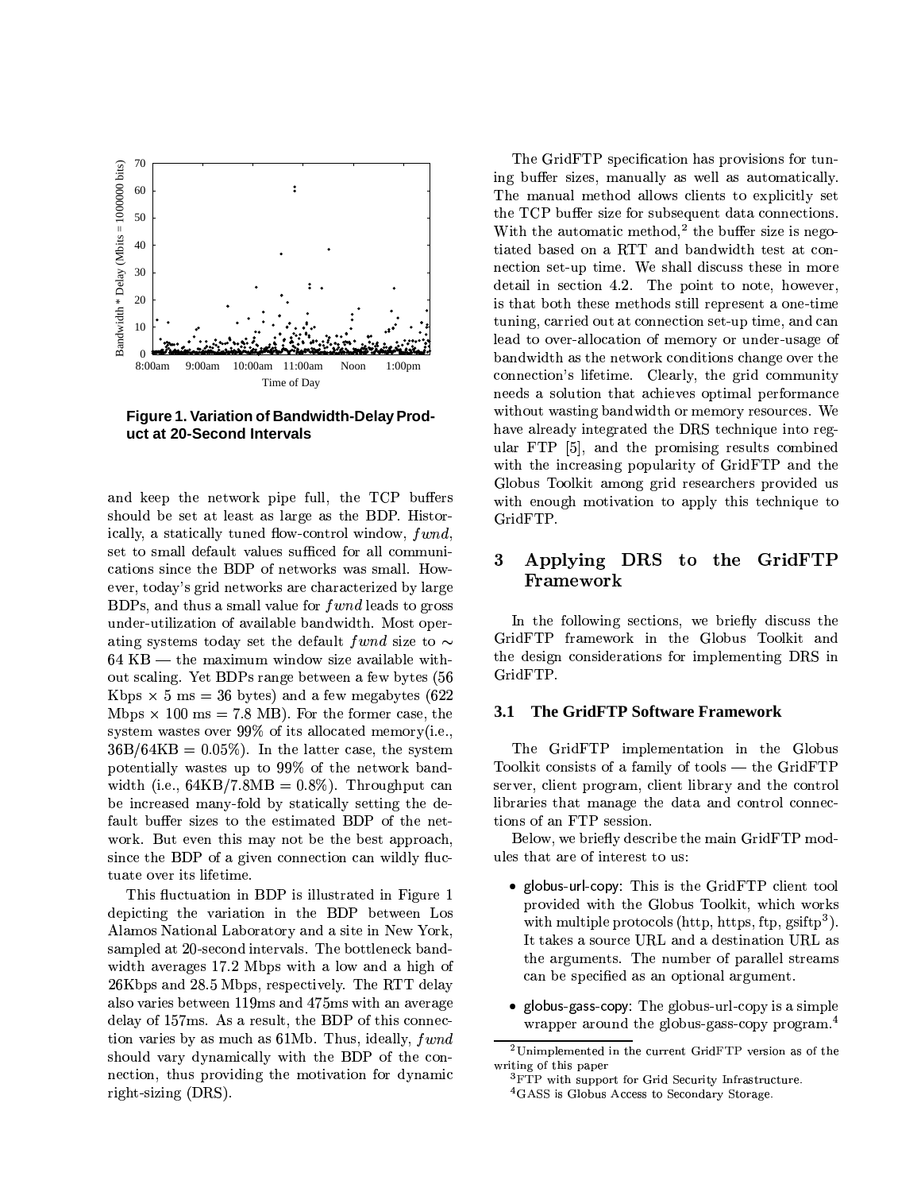Figure 1. Variation of Bandwidth-Delay Product at 20-Second Intervals

and keep the network pipe full, the TCP buffers should be set at least as large as the BDP. Historically, a statically tuned flow-control window, $fwnd$, set to small default values sufficed for all communications since the BDP of networks was small. However, today's grid networks are characterized by large BDPs, and thus a small value for $fwnd$ leads to gross under-utilization of available bandwidth. Most operating systems today set the default $fwnd$ size to $\sim$ 64 KB — the maximum window size available without scaling. Yet BDPs range between a few bytes (56 Kbps $\times$ 5 ms = 36 bytes) and a few megabytes (622 Mbps $\times$ 100 ms = 7.8 MB). For the former case, the system wastes over 99% of its allocated memory(i.e., 36B/64KB = 0.05%). In the latter case, the system potentially wastes up to 99% of the network bandwidth (i.e., 64KB/7.8MB = 0.8%). Throughput can be increased many-fold by statically setting the default buffer sizes to the estimated BDP of the network. But even this may not be the best approach, since the BDP of a given connection can wildly fluctuate over its lifetime.

This fluctuation in BDP is illustrated in Figure 1 depicting the variation in the BDP between Los Alamos National Laboratory and a site in New York, sampled at 20-second intervals. The bottleneck bandwidth averages 17.2 Mbps with a low and a high of 26Kbps and 28.5 Mbps, respectively. The RTT delay also varies between 119ms and 475ms with an average delay of 157ms. As a result, the BDP of this connection varies by as much as 61Mb. Thus, ideally, $fwnd$ should vary dynamically with the BDP of the connection, thus providing the motivation for dynamic right-sizing (DRS).

The GridFTP specification has provisions for tuning buffer sizes, manually as well as automatically. The manual method allows clients to explicitly set the TCP buffer size for subsequent data connections. With the automatic method,[2] the buffer size is negotiated based on a RTT and bandwidth test at connection set-up time. We shall discuss these in more detail in section 4.2. The point to note, however, is that both these methods still represent a one-time tuning, carried out at connection set-up time, and can lead to over-allocation of memory or under-usage of bandwidth as the network conditions change over the connection's lifetime. Clearly, the grid community needs a solution that achieves optimal performance without wasting bandwidth or memory resources. We have already integrated the DRS technique into regular FTP [5], and the promising results combined with the increasing popularity of GridFTP and the Globus Toolkit among grid researchers provided us with enough motivation to apply this technique to GridFTP.

## 3 Applying DRS to the GridFTP Framework

In the following sections, we briefly discuss the GridFTP framework in the Globus Toolkit and the design considerations for implementing DRS in GridFTP.

### 3.1 The GridFTP Software Framework

The GridFTP implementation in the Globus Toolkit consists of a family of tools — the GridFTP server, client program, client library and the control libraries that manage the data and control connections of an FTP session.

Below, we briefly describe the main GridFTP modules that are of interest to us:

- globus-url-copy: This is the GridFTP client tool provided with the Globus Toolkit, which works with multiple protocols (http, https, ftp, gsiftp[3]). It takes a source URL and a destination URL as the arguments. The number of parallel streams can be specified as an optional argument.
- globus-gass-copy: The globus-url-copy is a simple wrapper around the globus-gass-copy program.[4]

[2] Unimplemented in the current GridFTP version as of the writing of this paper

[3] FTP with support for Grid Security Infrastructure.

[4] GASS is Globus Access to Secondary Storage.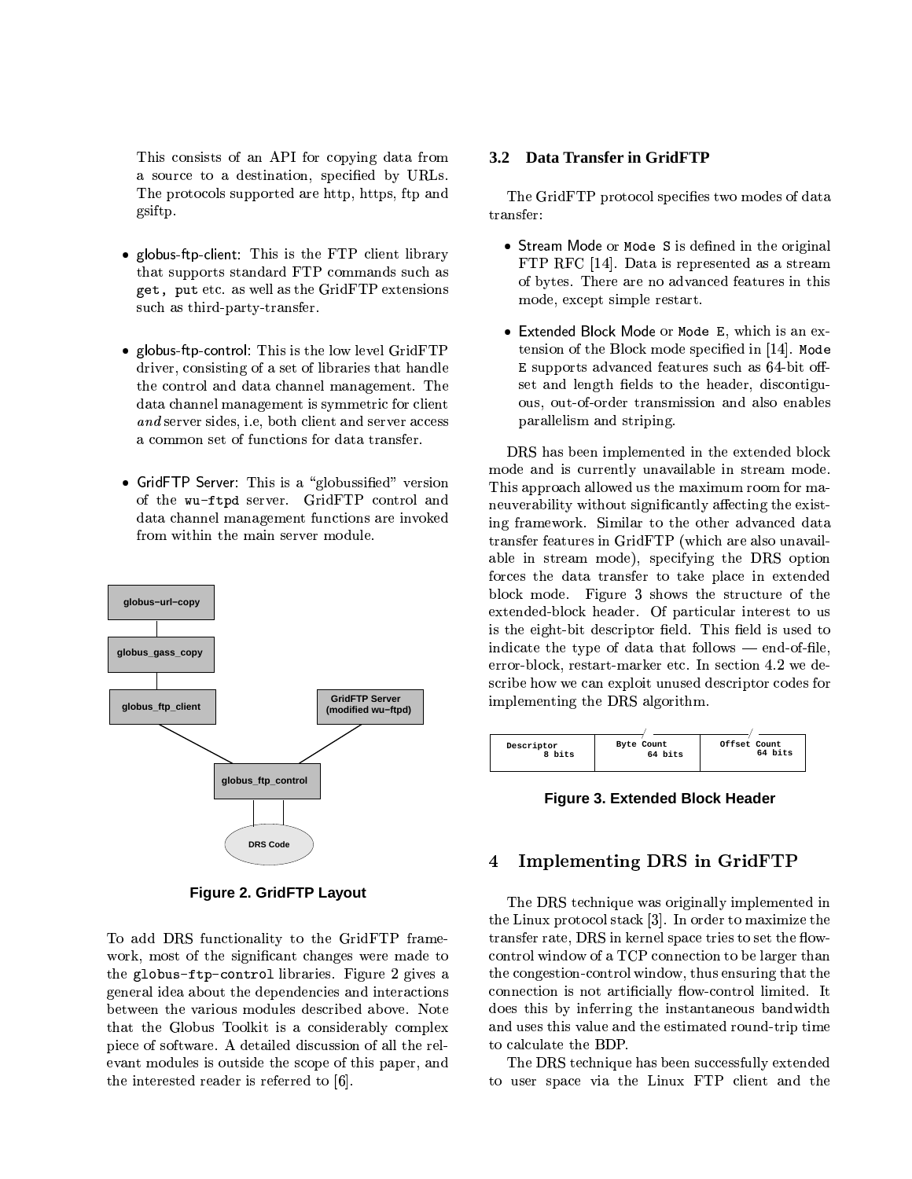This consists of an API for copying data from a source to a destination, specified by URLs. The protocols supported are http, https, ftp and gsiftp.

- globus-ftp-client: This is the FTP client library that supports standard FTP commands such as `get, put` etc. as well as the GridFTP extensions such as third-party-transfer.

- globus-ftp-control: This is the low level GridFTP driver, consisting of a set of libraries that handle the control and data channel management. The data channel management is symmetric for client *and* server sides, i.e, both client and server access a common set of functions for data transfer.

- GridFTP Server: This is a "globussified" version of the `wu-ftpd` server. GridFTP control and data channel management functions are invoked from within the main server module.

**Figure 2. GridFTP Layout**

To add DRS functionality to the GridFTP framework, most of the significant changes were made to the `globus-ftp-control` libraries. Figure 2 gives a general idea about the dependencies and interactions between the various modules described above. Note that the Globus Toolkit is a considerably complex piece of software. A detailed discussion of all the relevant modules is outside the scope of this paper, and the interested reader is referred to [6].

### 3.2 Data Transfer in GridFTP

The GridFTP protocol specifies two modes of data transfer:

- Stream Mode or `Mode S` is defined in the original FTP RFC [14]. Data is represented as a stream of bytes. There are no advanced features in this mode, except simple restart.

- Extended Block Mode or `Mode E`, which is an extension of the Block mode specified in [14]. `Mode E` supports advanced features such as 64-bit offset and length fields to the header, discontiguous, out-of-order transmission and also enables parallelism and striping.

DRS has been implemented in the extended block mode and is currently unavailable in stream mode. This approach allowed us the maximum room for maneuverability without significantly affecting the existing framework. Similar to the other advanced data transfer features in GridFTP (which are also unavailable in stream mode), specifying the DRS option forces the data transfer to take place in extended block mode. Figure 3 shows the structure of the extended-block header. Of particular interest to us is the eight-bit descriptor field. This field is used to indicate the type of data that follows — end-of-file, error-block, restart-marker etc. In section 4.2 we describe how we can exploit unused descriptor codes for implementing the DRS algorithm.

| Descriptor 8 bits | Byte Count 64 bits | Offset Count 64 bits |
|---|---|---|

**Figure 3. Extended Block Header**

## 4 Implementing DRS in GridFTP

The DRS technique was originally implemented in the Linux protocol stack [3]. In order to maximize the transfer rate, DRS in kernel space tries to set the flow-control window of a TCP connection to be larger than the congestion-control window, thus ensuring that the connection is not artificially flow-control limited. It does this by inferring the instantaneous bandwidth and uses this value and the estimated round-trip time to calculate the BDP.

The DRS technique has been successfully extended to user space via the Linux FTP client and the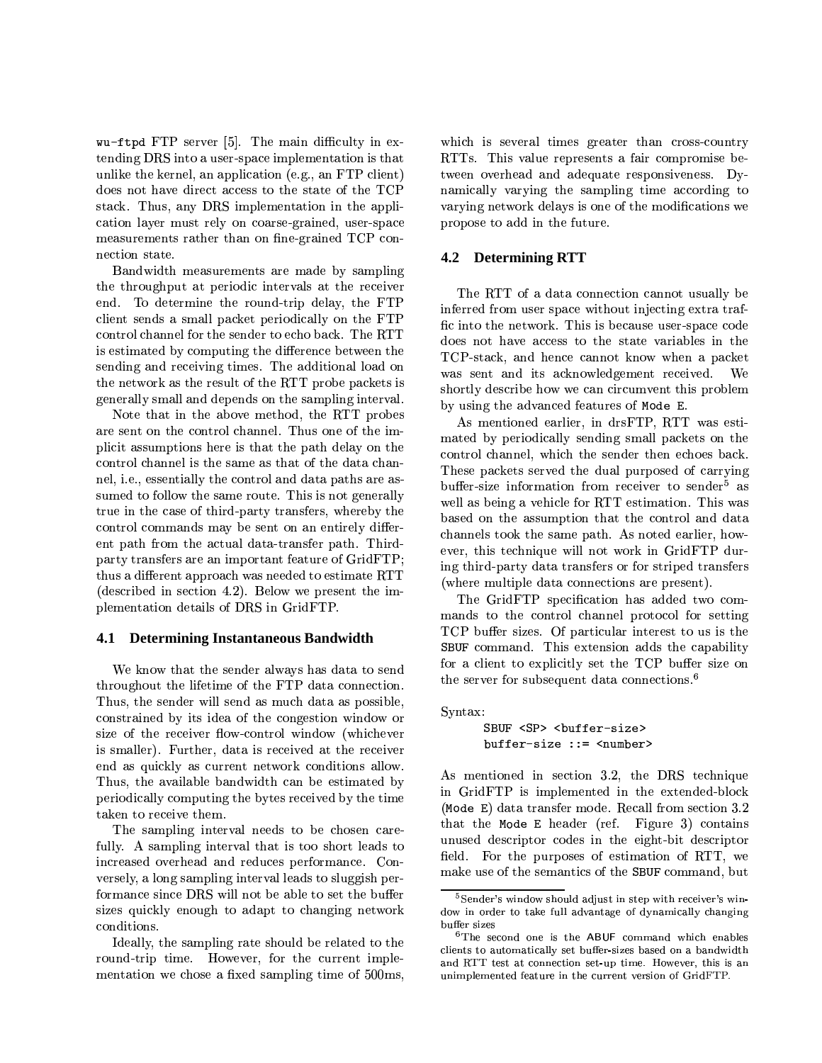wu-ftpd FTP server [5]. The main difficulty in extending DRS into a user-space implementation is that unlike the kernel, an application (e.g., an FTP client) does not have direct access to the state of the TCP stack. Thus, any DRS implementation in the application layer must rely on coarse-grained, user-space measurements rather than on fine-grained TCP connection state.

Bandwidth measurements are made by sampling the throughput at periodic intervals at the receiver end. To determine the round-trip delay, the FTP client sends a small packet periodically on the FTP control channel for the sender to echo back. The RTT is estimated by computing the difference between the sending and receiving times. The additional load on the network as the result of the RTT probe packets is generally small and depends on the sampling interval.

Note that in the above method, the RTT probes are sent on the control channel. Thus one of the implicit assumptions here is that the path delay on the control channel is the same as that of the data channel, i.e., essentially the control and data paths are assumed to follow the same route. This is not generally true in the case of third-party transfers, whereby the control commands may be sent on an entirely different path from the actual data-transfer path. Third-party transfers are an important feature of GridFTP; thus a different approach was needed to estimate RTT (described in section 4.2). Below we present the implementation details of DRS in GridFTP.

### 4.1 Determining Instantaneous Bandwidth

We know that the sender always has data to send throughout the lifetime of the FTP data connection. Thus, the sender will send as much data as possible, constrained by its idea of the congestion window or size of the receiver flow-control window (whichever is smaller). Further, data is received at the receiver end as quickly as current network conditions allow. Thus, the available bandwidth can be estimated by periodically computing the bytes received by the time taken to receive them.

The sampling interval needs to be chosen carefully. A sampling interval that is too short leads to increased overhead and reduces performance. Conversely, a long sampling interval leads to sluggish performance since DRS will not be able to set the buffer sizes quickly enough to adapt to changing network conditions.

Ideally, the sampling rate should be related to the round-trip time. However, for the current implementation we chose a fixed sampling time of 500ms, which is several times greater than cross-country RTTs. This value represents a fair compromise between overhead and adequate responsiveness. Dynamically varying the sampling time according to varying network delays is one of the modifications we propose to add in the future.

### 4.2 Determining RTT

The RTT of a data connection cannot usually be inferred from user space without injecting extra traffic into the network. This is because user-space code does not have access to the state variables in the TCP-stack, and hence cannot know when a packet was sent and its acknowledgement received. We shortly describe how we can circumvent this problem by using the advanced features of Mode E.

As mentioned earlier, in drsFTP, RTT was estimated by periodically sending small packets on the control channel, which the sender then echoes back. These packets served the dual purposed of carrying buffer-size information from receiver to sender[5] as well as being a vehicle for RTT estimation. This was based on the assumption that the control and data channels took the same path. As noted earlier, however, this technique will not work in GridFTP during third-party data transfers or for striped transfers (where multiple data connections are present).

The GridFTP specification has added two commands to the control channel protocol for setting TCP buffer sizes. Of particular interest to us is the SBUF command. This extension adds the capability for a client to explicitly set the TCP buffer size on the server for subsequent data connections.[6]

Syntax:

```
SBUF <SP> <buffer-size>
buffer-size ::= <number>
```

As mentioned in section 3.2, the DRS technique in GridFTP is implemented in the extended-block (Mode E) data transfer mode. Recall from section 3.2 that the Mode E header (ref. Figure 3) contains unused descriptor codes in the eight-bit descriptor field. For the purposes of estimation of RTT, we make use of the semantics of the SBUF command, but

[5] Sender's window should adjust in step with receiver's window in order to take full advantage of dynamically changing buffer sizes

[6] The second one is the ABUF command which enables clients to automatically set buffer-sizes based on a bandwidth and RTT test at connection set-up time. However, this is an unimplemented feature in the current version of GridFTP.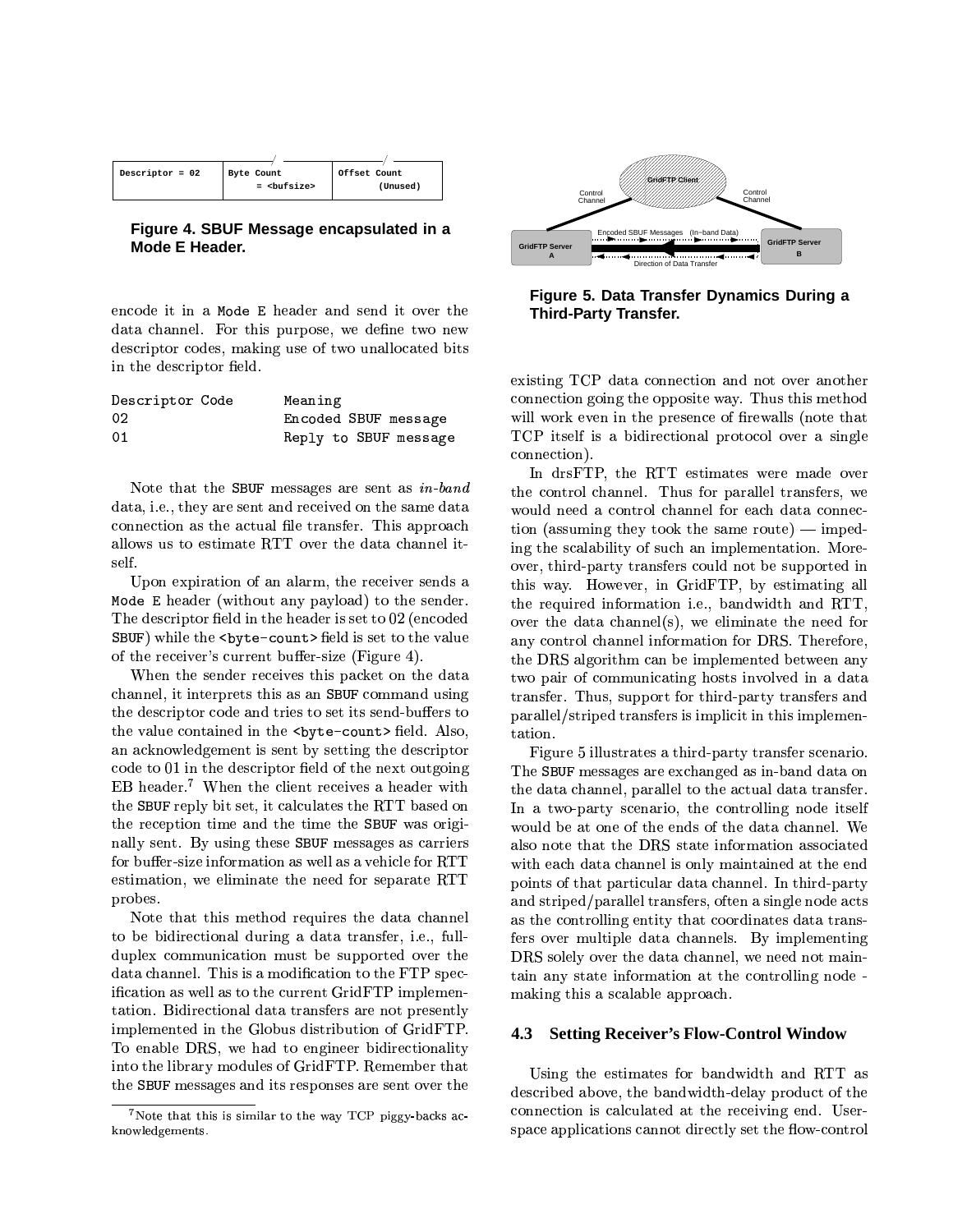| Descriptor = 02 | Byte Count = <bufsize> | Offset Count (Unused) |
|---|---|---|

**Figure 4. SBUF Message encapsulated in a Mode E Header.**

encode it in a Mode E header and send it over the data channel. For this purpose, we define two new descriptor codes, making use of two unallocated bits in the descriptor field.

| Descriptor Code | Meaning |
|---|---|
| 02 | Encoded SBUF message |
| 01 | Reply to SBUF message |

Note that the SBUF messages are sent as *in-band* data, i.e., they are sent and received on the same data connection as the actual file transfer. This approach allows us to estimate RTT over the data channel itself.

Upon expiration of an alarm, the receiver sends a Mode E header (without any payload) to the sender. The descriptor field in the header is set to 02 (encoded SBUF) while the <byte-count> field is set to the value of the receiver's current buffer-size (Figure 4).

When the sender receives this packet on the data channel, it interprets this as an SBUF command using the descriptor code and tries to set its send-buffers to the value contained in the <byte-count> field. Also, an acknowledgement is sent by setting the descriptor code to 01 in the descriptor field of the next outgoing EB header.[7] When the client receives a header with the SBUF reply bit set, it calculates the RTT based on the reception time and the time the SBUF was originally sent. By using these SBUF messages as carriers for buffer-size information as well as a vehicle for RTT estimation, we eliminate the need for separate RTT probes.

Note that this method requires the data channel to be bidirectional during a data transfer, i.e., full-duplex communication must be supported over the data channel. This is a modification to the FTP specification as well as to the current GridFTP implementation. Bidirectional data transfers are not presently implemented in the Globus distribution of GridFTP. To enable DRS, we had to engineer bidirectionality into the library modules of GridFTP. Remember that the SBUF messages and its responses are sent over the existing TCP data connection and not over another connection going the opposite way. Thus this method will work even in the presence of firewalls (note that TCP itself is a bidirectional protocol over a single connection).

[7] Note that this is similar to the way TCP piggy-backs acknowledgements.

**Figure 5. Data Transfer Dynamics During a Third-Party Transfer.**

In drsFTP, the RTT estimates were made over the control channel. Thus for parallel transfers, we would need a control channel for each data connection (assuming they took the same route) — impeding the scalability of such an implementation. Moreover, third-party transfers could not be supported in this way. However, in GridFTP, by estimating all the required information i.e., bandwidth and RTT, over the data channel(s), we eliminate the need for any control channel information for DRS. Therefore, the DRS algorithm can be implemented between any two pair of communicating hosts involved in a data transfer. Thus, support for third-party transfers and parallel/striped transfers is implicit in this implementation.

Figure 5 illustrates a third-party transfer scenario. The SBUF messages are exchanged as in-band data on the data channel, parallel to the actual data transfer. In a two-party scenario, the controlling node itself would be at one of the ends of the data channel. We also note that the DRS state information associated with each data channel is only maintained at the end points of that particular data channel. In third-party and striped/parallel transfers, often a single node acts as the controlling entity that coordinates data transfers over multiple data channels. By implementing DRS solely over the data channel, we need not maintain any state information at the controlling node - making this a scalable approach.

### 4.3 Setting Receiver's Flow-Control Window

Using the estimates for bandwidth and RTT as described above, the bandwidth-delay product of the connection is calculated at the receiving end. User-space applications cannot directly set the flow-control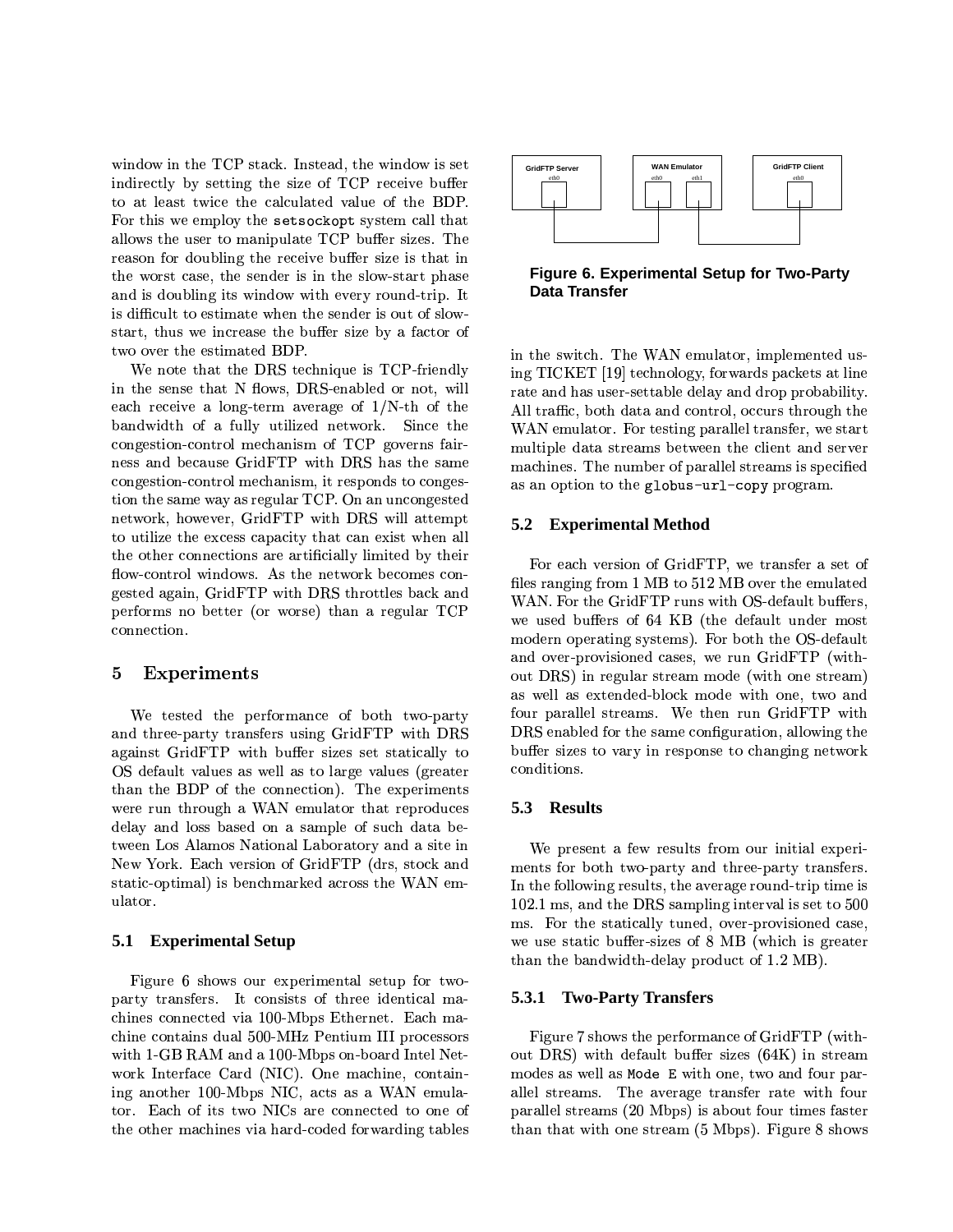window in the TCP stack. Instead, the window is set indirectly by setting the size of TCP receive buffer to at least twice the calculated value of the BDP. For this we employ the `setsockopt` system call that allows the user to manipulate TCP buffer sizes. The reason for doubling the receive buffer size is that in the worst case, the sender is in the slow-start phase and is doubling its window with every round-trip. It is difficult to estimate when the sender is out of slow-start, thus we increase the buffer size by a factor of two over the estimated BDP.

We note that the DRS technique is TCP-friendly in the sense that N flows, DRS-enabled or not, will each receive a long-term average of 1/N-th of the bandwidth of a fully utilized network. Since the congestion-control mechanism of TCP governs fairness and because GridFTP with DRS has the same congestion-control mechanism, it responds to congestion the same way as regular TCP. On an uncongested network, however, GridFTP with DRS will attempt to utilize the excess capacity that can exist when all the other connections are artificially limited by their flow-control windows. As the network becomes congested again, GridFTP with DRS throttles back and performs no better (or worse) than a regular TCP connection.

## 5 Experiments

We tested the performance of both two-party and three-party transfers using GridFTP with DRS against GridFTP with buffer sizes set statically to OS default values as well as to large values (greater than the BDP of the connection). The experiments were run through a WAN emulator that reproduces delay and loss based on a sample of such data between Los Alamos National Laboratory and a site in New York. Each version of GridFTP (drs, stock and static-optimal) is benchmarked across the WAN emulator.

### 5.1 Experimental Setup

Figure 6 shows our experimental setup for two-party transfers. It consists of three identical machines connected via 100-Mbps Ethernet. Each machine contains dual 500-MHz Pentium III processors with 1-GB RAM and a 100-Mbps on-board Intel Network Interface Card (NIC). One machine, containing another 100-Mbps NIC, acts as a WAN emulator. Each of its two NICs are connected to one of the other machines via hard-coded forwarding tables in the switch. The WAN emulator, implemented using TICKET [19] technology, forwards packets at line rate and has user-settable delay and drop probability. All traffic, both data and control, occurs through the WAN emulator. For testing parallel transfer, we start multiple data streams between the client and server machines. The number of parallel streams is specified as an option to the `globus-url-copy` program.

GridFTP Server (eth0) — WAN Emulator (eth0, eth1) — GridFTP Client (eth0)

**Figure 6. Experimental Setup for Two-Party Data Transfer**

### 5.2 Experimental Method

For each version of GridFTP, we transfer a set of files ranging from 1 MB to 512 MB over the emulated WAN. For the GridFTP runs with OS-default buffers, we used buffers of 64 KB (the default under most modern operating systems). For both the OS-default and over-provisioned cases, we run GridFTP (without DRS) in regular stream mode (with one stream) as well as extended-block mode with one, two and four parallel streams. We then run GridFTP with DRS enabled for the same configuration, allowing the buffer sizes to vary in response to changing network conditions.

### 5.3 Results

We present a few results from our initial experiments for both two-party and three-party transfers. In the following results, the average round-trip time is 102.1 ms, and the DRS sampling interval is set to 500 ms. For the statically tuned, over-provisioned case, we use static buffer-sizes of 8 MB (which is greater than the bandwidth-delay product of 1.2 MB).

#### 5.3.1 Two-Party Transfers

Figure 7 shows the performance of GridFTP (without DRS) with default buffer sizes (64K) in stream modes as well as `Mode E` with one, two and four parallel streams. The average transfer rate with four parallel streams (20 Mbps) is about four times faster than that with one stream (5 Mbps). Figure 8 shows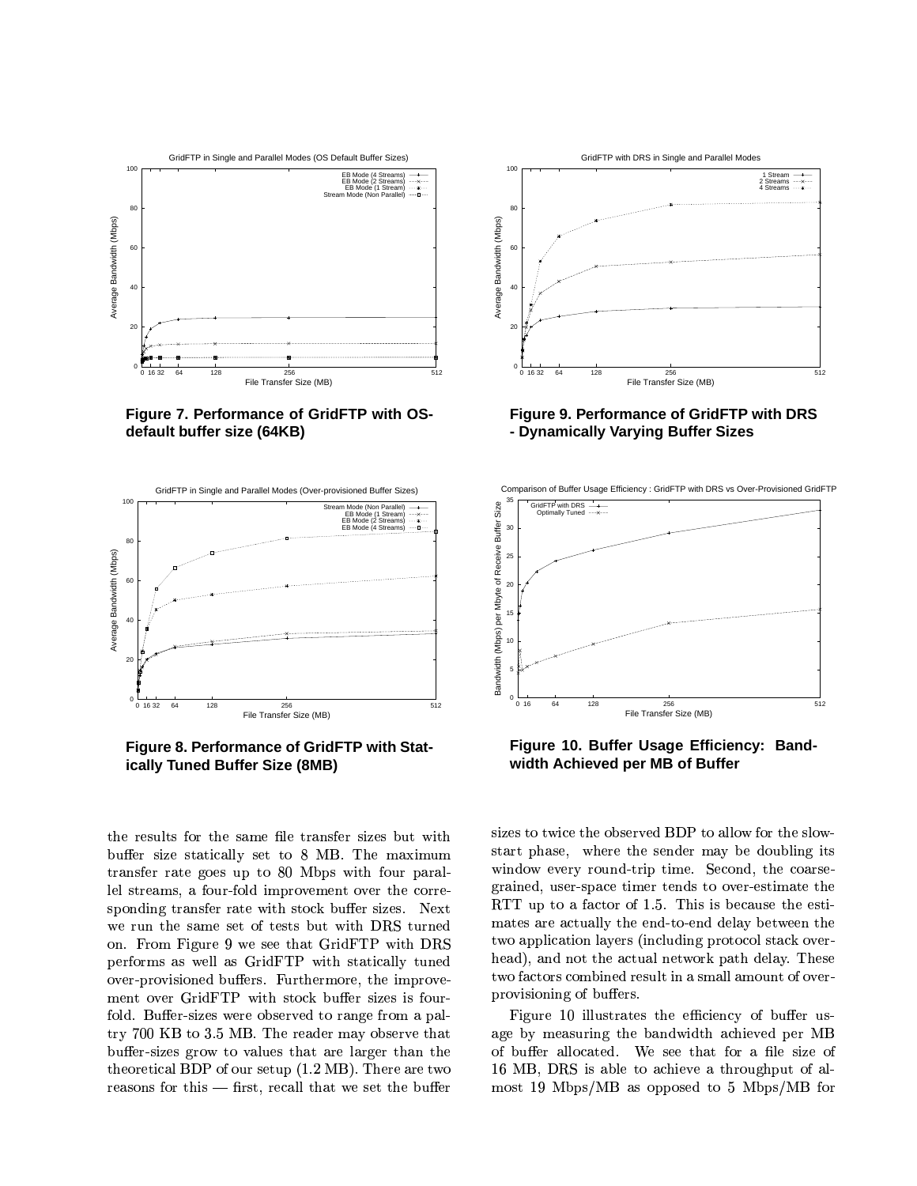Figure 7. Performance of GridFTP with OS-default buffer size (64KB)

Figure 9. Performance of GridFTP with DRS - Dynamically Varying Buffer Sizes

Figure 8. Performance of GridFTP with Statically Tuned Buffer Size (8MB)

Figure 10. Buffer Usage Efficiency: Bandwidth Achieved per MB of Buffer

the results for the same file transfer sizes but with buffer size statically set to 8 MB. The maximum transfer rate goes up to 80 Mbps with four parallel streams, a four-fold improvement over the corresponding transfer rate with stock buffer sizes. Next we run the same set of tests but with DRS turned on. From Figure 9 we see that GridFTP with DRS performs as well as GridFTP with statically tuned over-provisioned buffers. Furthermore, the improvement over GridFTP with stock buffer sizes is four-fold. Buffer-sizes were observed to range from a paltry 700 KB to 3.5 MB. The reader may observe that buffer-sizes grow to values that are larger than the theoretical BDP of our setup (1.2 MB). There are two reasons for this — first, recall that we set the buffer sizes to twice the observed BDP to allow for the slow-start phase, where the sender may be doubling its window every round-trip time. Second, the coarse-grained, user-space timer tends to over-estimate the RTT up to a factor of 1.5. This is because the estimates are actually the end-to-end delay between the two application layers (including protocol stack overhead), and not the actual network path delay. These two factors combined result in a small amount of over-provisioning of buffers.

Figure 10 illustrates the efficiency of buffer usage by measuring the bandwidth achieved per MB of buffer allocated. We see that for a file size of 16 MB, DRS is able to achieve a throughput of almost 19 Mbps/MB as opposed to 5 Mbps/MB for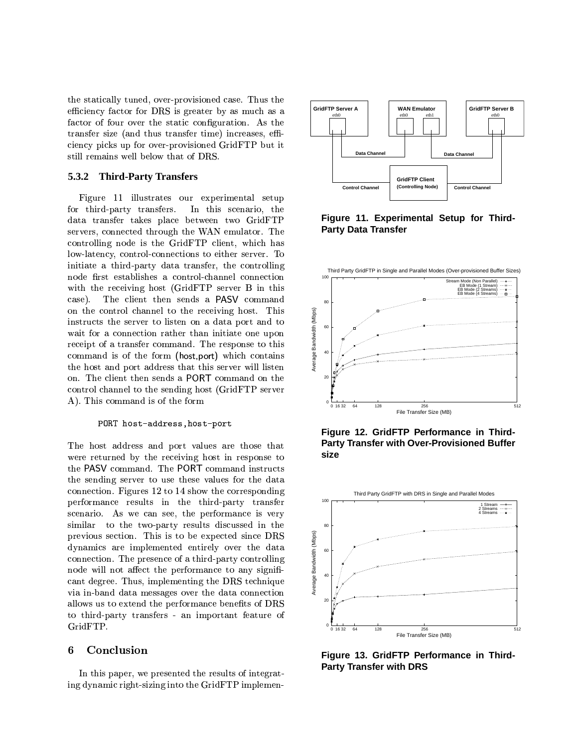the statically tuned, over-provisioned case. Thus the efficiency factor for DRS is greater by as much as a factor of four over the static configuration. As the transfer size (and thus transfer time) increases, efficiency picks up for over-provisioned GridFTP but it still remains well below that of DRS.

### 5.3.2 Third-Party Transfers

Figure 11 illustrates our experimental setup for third-party transfers. In this scenario, the data transfer takes place between two GridFTP servers, connected through the WAN emulator. The controlling node is the GridFTP client, which has low-latency, control-connections to either server. To initiate a third-party data transfer, the controlling node first establishes a control-channel connection with the receiving host (GridFTP server B in this case). The client then sends a PASV command on the control channel to the receiving host. This instructs the server to listen on a data port and to wait for a connection rather than initiate one upon receipt of a transfer command. The response to this command is of the form (host,port) which contains the host and port address that this server will listen on. The client then sends a PORT command on the control channel to the sending host (GridFTP server A). This command is of the form

```
PORT host-address,host-port
```

The host address and port values are those that were returned by the receiving host in response to the PASV command. The PORT command instructs the sending server to use these values for the data connection. Figures 12 to 14 show the corresponding performance results in the third-party transfer scenario. As we can see, the performance is very similar to the two-party results discussed in the previous section. This is to be expected since DRS dynamics are implemented entirely over the data connection. The presence of a third-party controlling node will not affect the performance to any significant degree. Thus, implementing the DRS technique via in-band data messages over the data connection allows us to extend the performance benefits of DRS to third-party transfers - an important feature of GridFTP.

**Figure 11. Experimental Setup for Third-Party Data Transfer**

**Figure 12. GridFTP Performance in Third-Party Transfer with Over-Provisioned Buffer size**

**Figure 13. GridFTP Performance in Third-Party Transfer with DRS**

## 6 Conclusion

In this paper, we presented the results of integrating dynamic right-sizing into the GridFTP implemen-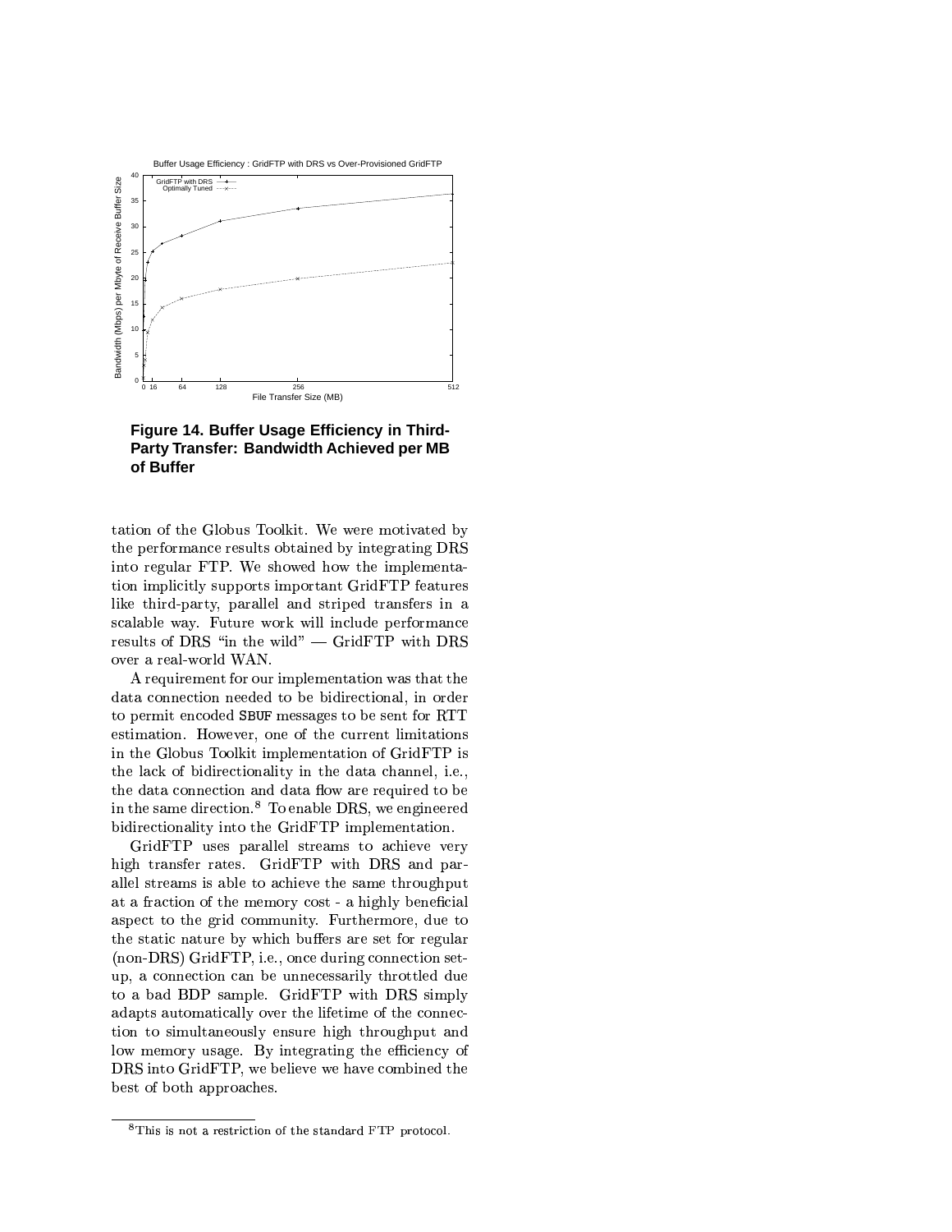**Figure 14. Buffer Usage Efficiency in Third-Party Transfer: Bandwidth Achieved per MB of Buffer**

tation of the Globus Toolkit. We were motivated by the performance results obtained by integrating DRS into regular FTP. We showed how the implementation implicitly supports important GridFTP features like third-party, parallel and striped transfers in a scalable way. Future work will include performance results of DRS "in the wild" — GridFTP with DRS over a real-world WAN.

A requirement for our implementation was that the data connection needed to be bidirectional, in order to permit encoded SBUF messages to be sent for RTT estimation. However, one of the current limitations in the Globus Toolkit implementation of GridFTP is the lack of bidirectionality in the data channel, i.e., the data connection and data flow are required to be in the same direction.[8] To enable DRS, we engineered bidirectionality into the GridFTP implementation.

GridFTP uses parallel streams to achieve very high transfer rates. GridFTP with DRS and parallel streams is able to achieve the same throughput at a fraction of the memory cost - a highly beneficial aspect to the grid community. Furthermore, due to the static nature by which buffers are set for regular (non-DRS) GridFTP, i.e., once during connection setup, a connection can be unnecessarily throttled due to a bad BDP sample. GridFTP with DRS simply adapts automatically over the lifetime of the connection to simultaneously ensure high throughput and low memory usage. By integrating the efficiency of DRS into GridFTP, we believe we have combined the best of both approaches.

[8] This is not a restriction of the standard FTP protocol.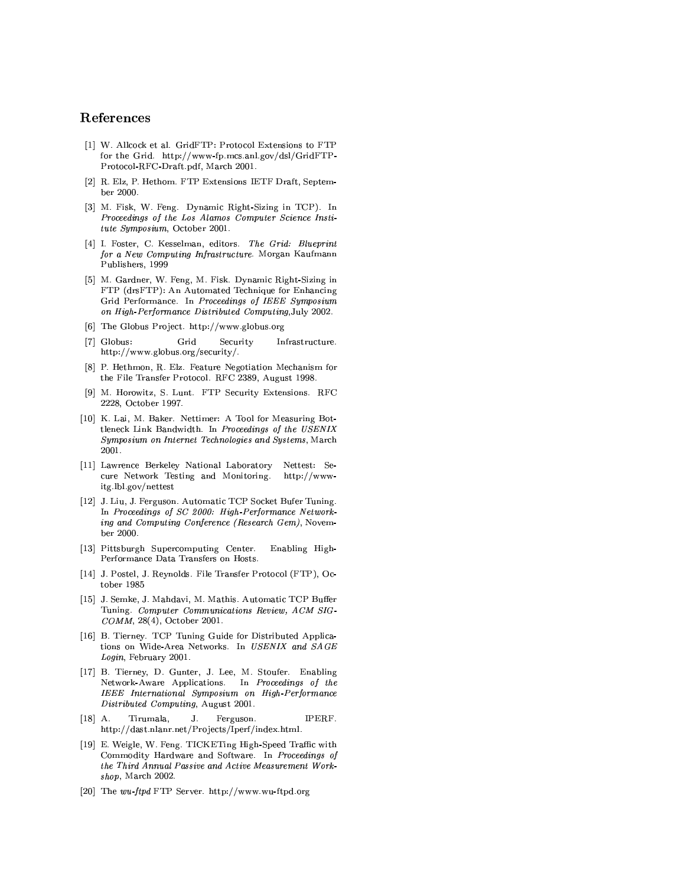## References

[1] W. Allcock et al. GridFTP: Protocol Extensions to FTP for the Grid. http://www-fp.mcs.anl.gov/dsl/GridFTP-Protocol-RFC-Draft.pdf, March 2001.

[2] R. Elz, P. Hethom. FTP Extensions IETF Draft, September 2000.

[3] M. Fisk, W. Feng. Dynamic Right-Sizing in TCP). In *Proceedings of the Los Alamos Computer Science Institute Symposium*, October 2001.

[4] I. Foster, C. Kesselman, editors. *The Grid: Blueprint for a New Computing Infrastructure*. Morgan Kaufmann Publishers, 1999

[5] M. Gardner, W. Feng, M. Fisk. Dynamic Right-Sizing in FTP (drsFTP): An Automated Technique for Enhancing Grid Performance. In *Proceedings of IEEE Symposium on High-Performance Distributed Computing*,July 2002.

[6] The Globus Project. http://www.globus.org

[7] Globus: Grid Security Infrastructure. http://www.globus.org/security/.

[8] P. Hethmon, R. Elz. Feature Negotiation Mechanism for the File Transfer Protocol. RFC 2389, August 1998.

[9] M. Horowitz, S. Lunt. FTP Security Extensions. RFC 2228, October 1997.

[10] K. Lai, M. Baker. Nettimer: A Tool for Measuring Bottleneck Link Bandwidth. In *Proceedings of the USENIX Symposium on Internet Technologies and Systems*, March 2001.

[11] Lawrence Berkeley National Laboratory Nettest: Secure Network Testing and Monitoring. http://www-itg.lbl.gov/nettest

[12] J. Liu, J. Ferguson. Automatic TCP Socket Bufer Tuning. In *Proceedings of SC 2000: High-Performance Networking and Computing Conference (Research Gem)*, November 2000.

[13] Pittsburgh Supercomputing Center. Enabling High-Performance Data Transfers on Hosts.

[14] J. Postel, J. Reynolds. File Transfer Protocol (FTP), October 1985

[15] J. Semke, J. Mahdavi, M. Mathis. Automatic TCP Buffer Tuning. *Computer Communications Review, ACM SIGCOMM*, 28(4), October 2001.

[16] B. Tierney. TCP Tuning Guide for Distributed Applications on Wide-Area Networks. In *USENIX and SAGE Login*, February 2001.

[17] B. Tierney, D. Gunter, J. Lee, M. Stoufer. Enabling Network-Aware Applications. In *Proceedings of the IEEE International Symposium on High-Performance Distributed Computing*, August 2001.

[18] A. Tirumala, J. Ferguson. IPERF. http://dast.nlanr.net/Projects/Iperf/index.html.

[19] E. Weigle, W. Feng. TICKETing High-Speed Traffic with Commodity Hardware and Software. In *Proceedings of the Third Annual Passive and Active Measurement Workshop*, March 2002.

[20] The *wu-ftpd* FTP Server. http://www.wu-ftpd.org